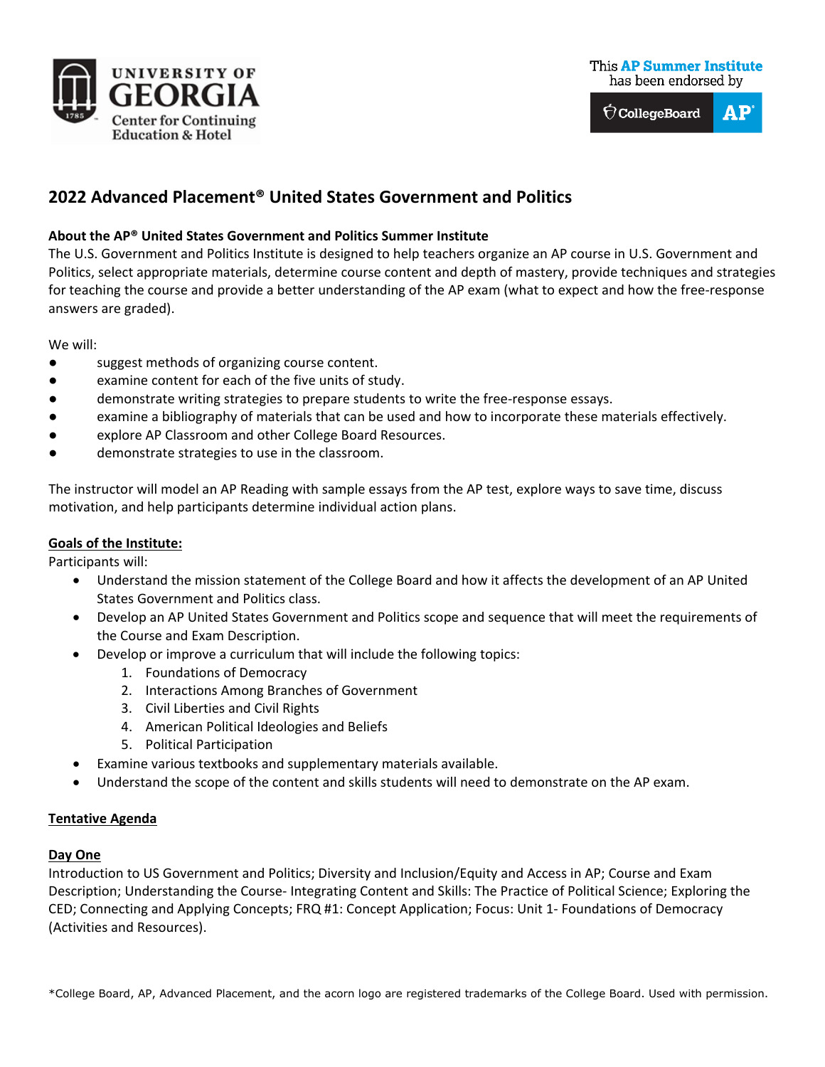UNIVERSITY OF GEORGIA
Center for Continuing Education & Hotel

This **AP Summer Institute** has been endorsed by CollegeBoard AP

# 2022 Advanced Placement® United States Government and Politics

**About the AP® United States Government and Politics Summer Institute**

The U.S. Government and Politics Institute is designed to help teachers organize an AP course in U.S. Government and Politics, select appropriate materials, determine course content and depth of mastery, provide techniques and strategies for teaching the course and provide a better understanding of the AP exam (what to expect and how the free-response answers are graded).

We will:

- suggest methods of organizing course content.
- examine content for each of the five units of study.
- demonstrate writing strategies to prepare students to write the free-response essays.
- examine a bibliography of materials that can be used and how to incorporate these materials effectively.
- explore AP Classroom and other College Board Resources.
- demonstrate strategies to use in the classroom.

The instructor will model an AP Reading with sample essays from the AP test, explore ways to save time, discuss motivation, and help participants determine individual action plans.

**Goals of the Institute:**

Participants will:

- Understand the mission statement of the College Board and how it affects the development of an AP United States Government and Politics class.
- Develop an AP United States Government and Politics scope and sequence that will meet the requirements of the Course and Exam Description.
- Develop or improve a curriculum that will include the following topics:
  1. Foundations of Democracy
  2. Interactions Among Branches of Government
  3. Civil Liberties and Civil Rights
  4. American Political Ideologies and Beliefs
  5. Political Participation
- Examine various textbooks and supplementary materials available.
- Understand the scope of the content and skills students will need to demonstrate on the AP exam.

**Tentative Agenda**

**Day One**

Introduction to US Government and Politics; Diversity and Inclusion/Equity and Access in AP; Course and Exam Description; Understanding the Course- Integrating Content and Skills: The Practice of Political Science; Exploring the CED; Connecting and Applying Concepts; FRQ #1: Concept Application; Focus: Unit 1- Foundations of Democracy (Activities and Resources).

*College Board, AP, Advanced Placement, and the acorn logo are registered trademarks of the College Board. Used with permission.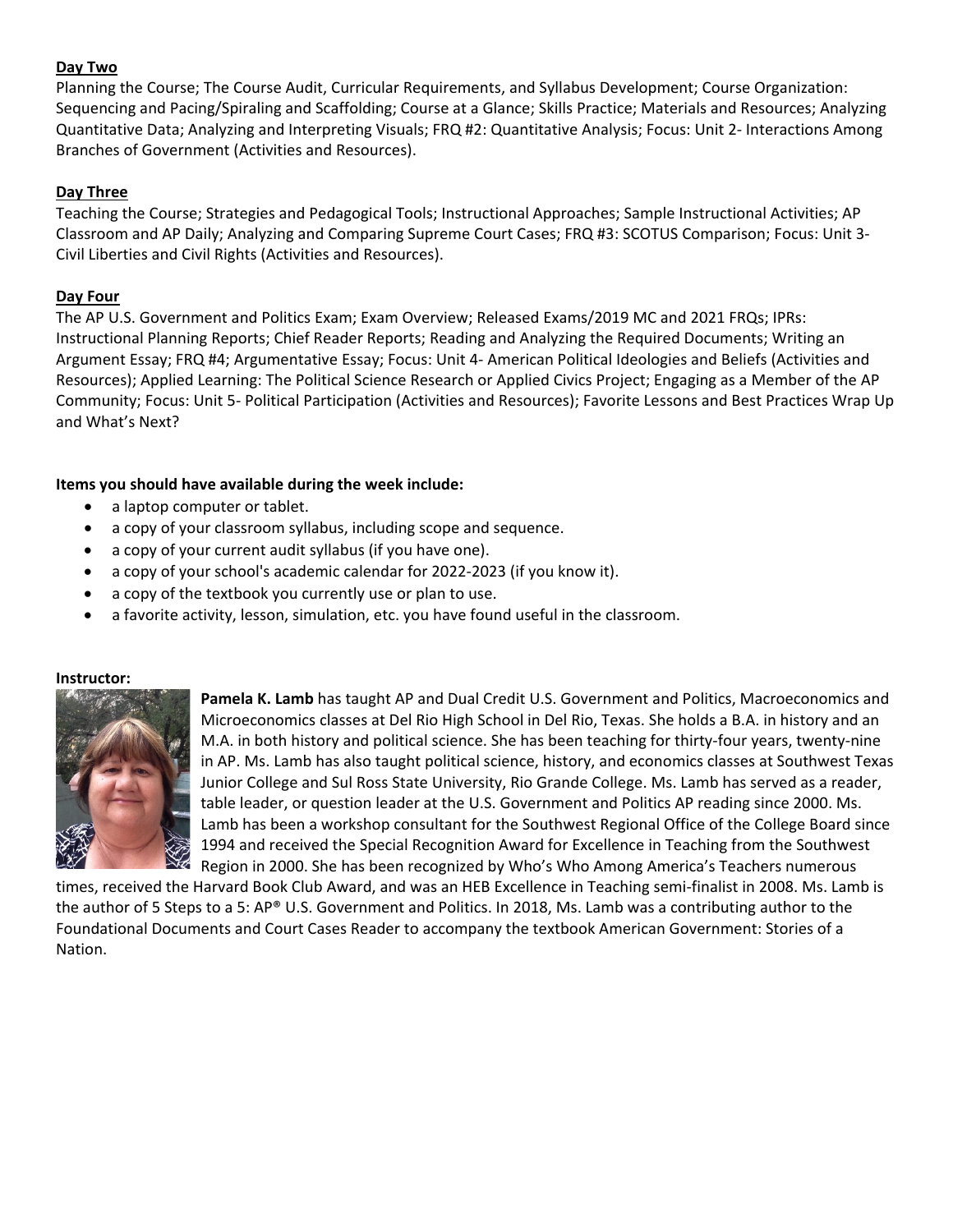**<u>Day Two</u>**

Planning the Course; The Course Audit, Curricular Requirements, and Syllabus Development; Course Organization: Sequencing and Pacing/Spiraling and Scaffolding; Course at a Glance; Skills Practice; Materials and Resources; Analyzing Quantitative Data; Analyzing and Interpreting Visuals; FRQ #2: Quantitative Analysis; Focus: Unit 2- Interactions Among Branches of Government (Activities and Resources).

**<u>Day Three</u>**

Teaching the Course; Strategies and Pedagogical Tools; Instructional Approaches; Sample Instructional Activities; AP Classroom and AP Daily; Analyzing and Comparing Supreme Court Cases; FRQ #3: SCOTUS Comparison; Focus: Unit 3- Civil Liberties and Civil Rights (Activities and Resources).

**<u>Day Four</u>**

The AP U.S. Government and Politics Exam; Exam Overview; Released Exams/2019 MC and 2021 FRQs; IPRs: Instructional Planning Reports; Chief Reader Reports; Reading and Analyzing the Required Documents; Writing an Argument Essay; FRQ #4; Argumentative Essay; Focus: Unit 4- American Political Ideologies and Beliefs (Activities and Resources); Applied Learning: The Political Science Research or Applied Civics Project; Engaging as a Member of the AP Community; Focus: Unit 5- Political Participation (Activities and Resources); Favorite Lessons and Best Practices Wrap Up and What's Next?

**Items you should have available during the week include:**

- a laptop computer or tablet.
- a copy of your classroom syllabus, including scope and sequence.
- a copy of your current audit syllabus (if you have one).
- a copy of your school's academic calendar for 2022-2023 (if you know it).
- a copy of the textbook you currently use or plan to use.
- a favorite activity, lesson, simulation, etc. you have found useful in the classroom.

**Instructor:**

**Pamela K. Lamb** has taught AP and Dual Credit U.S. Government and Politics, Macroeconomics and Microeconomics classes at Del Rio High School in Del Rio, Texas. She holds a B.A. in history and an M.A. in both history and political science. She has been teaching for thirty-four years, twenty-nine in AP. Ms. Lamb has also taught political science, history, and economics classes at Southwest Texas Junior College and Sul Ross State University, Rio Grande College. Ms. Lamb has served as a reader, table leader, or question leader at the U.S. Government and Politics AP reading since 2000. Ms. Lamb has been a workshop consultant for the Southwest Regional Office of the College Board since 1994 and received the Special Recognition Award for Excellence in Teaching from the Southwest Region in 2000. She has been recognized by Who's Who Among America's Teachers numerous times, received the Harvard Book Club Award, and was an HEB Excellence in Teaching semi-finalist in 2008. Ms. Lamb is the author of 5 Steps to a 5: AP® U.S. Government and Politics. In 2018, Ms. Lamb was a contributing author to the Foundational Documents and Court Cases Reader to accompany the textbook American Government: Stories of a Nation.